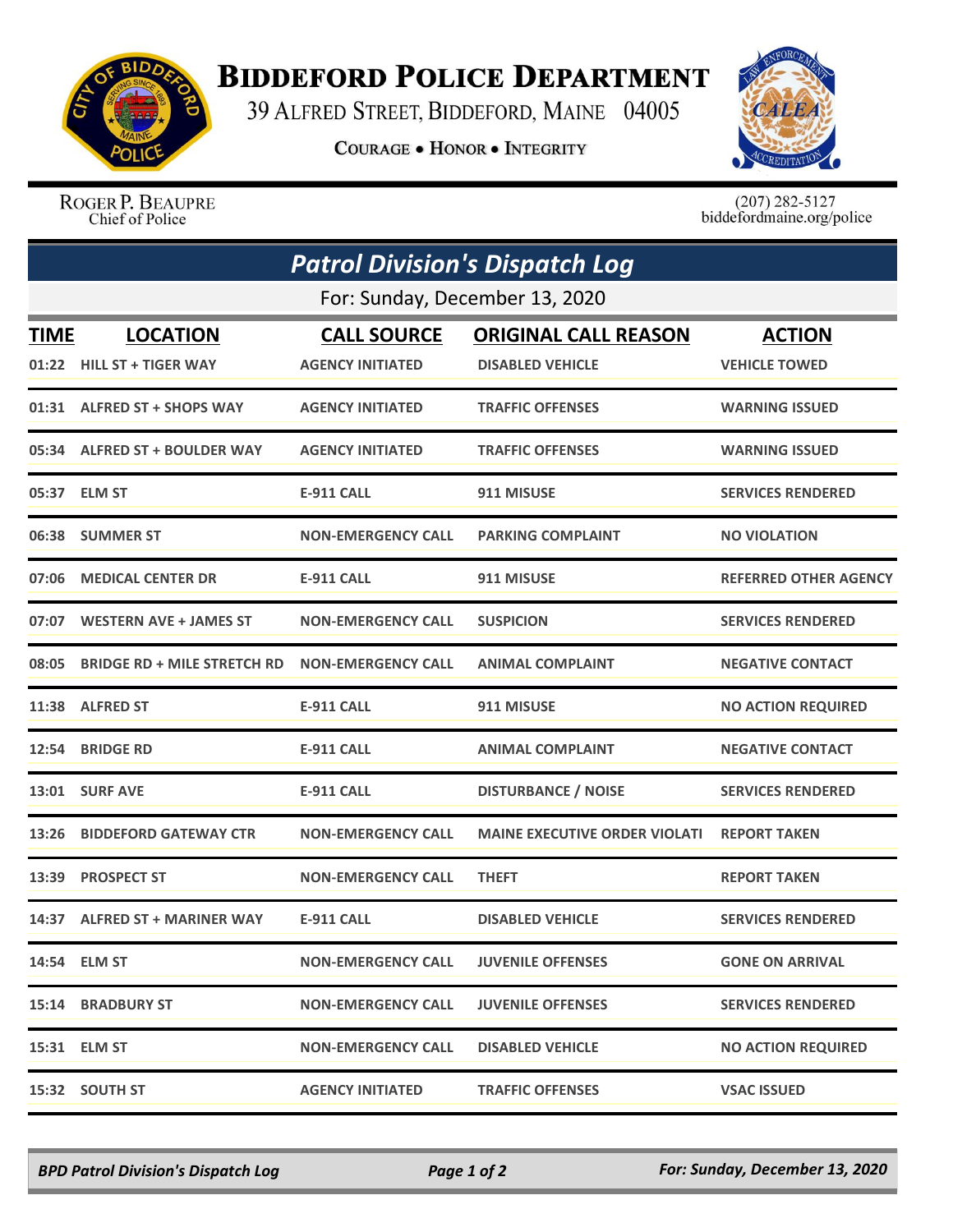# Biddeford Police Department

39 Alfred Street, Biddeford, Maine 04005

**Courage • Honor • Integrity**

Roger P. Beaupre
Chief of Police

(207) 282-5127
biddefordmaine.org/police

## *Patrol Division's Dispatch Log*

For: Sunday, December 13, 2020

| TIME | LOCATION | CALL SOURCE | ORIGINAL CALL REASON | ACTION |
|---|---|---|---|---|
| 01:22 | HILL ST + TIGER WAY | AGENCY INITIATED | DISABLED VEHICLE | VEHICLE TOWED |
| 01:31 | ALFRED ST + SHOPS WAY | AGENCY INITIATED | TRAFFIC OFFENSES | WARNING ISSUED |
| 05:34 | ALFRED ST + BOULDER WAY | AGENCY INITIATED | TRAFFIC OFFENSES | WARNING ISSUED |
| 05:37 | ELM ST | E-911 CALL | 911 MISUSE | SERVICES RENDERED |
| 06:38 | SUMMER ST | NON-EMERGENCY CALL | PARKING COMPLAINT | NO VIOLATION |
| 07:06 | MEDICAL CENTER DR | E-911 CALL | 911 MISUSE | REFERRED OTHER AGENCY |
| 07:07 | WESTERN AVE + JAMES ST | NON-EMERGENCY CALL | SUSPICION | SERVICES RENDERED |
| 08:05 | BRIDGE RD + MILE STRETCH RD | NON-EMERGENCY CALL | ANIMAL COMPLAINT | NEGATIVE CONTACT |
| 11:38 | ALFRED ST | E-911 CALL | 911 MISUSE | NO ACTION REQUIRED |
| 12:54 | BRIDGE RD | E-911 CALL | ANIMAL COMPLAINT | NEGATIVE CONTACT |
| 13:01 | SURF AVE | E-911 CALL | DISTURBANCE / NOISE | SERVICES RENDERED |
| 13:26 | BIDDEFORD GATEWAY CTR | NON-EMERGENCY CALL | MAINE EXECUTIVE ORDER VIOLATI | REPORT TAKEN |
| 13:39 | PROSPECT ST | NON-EMERGENCY CALL | THEFT | REPORT TAKEN |
| 14:37 | ALFRED ST + MARINER WAY | E-911 CALL | DISABLED VEHICLE | SERVICES RENDERED |
| 14:54 | ELM ST | NON-EMERGENCY CALL | JUVENILE OFFENSES | GONE ON ARRIVAL |
| 15:14 | BRADBURY ST | NON-EMERGENCY CALL | JUVENILE OFFENSES | SERVICES RENDERED |
| 15:31 | ELM ST | NON-EMERGENCY CALL | DISABLED VEHICLE | NO ACTION REQUIRED |
| 15:32 | SOUTH ST | AGENCY INITIATED | TRAFFIC OFFENSES | VSAC ISSUED |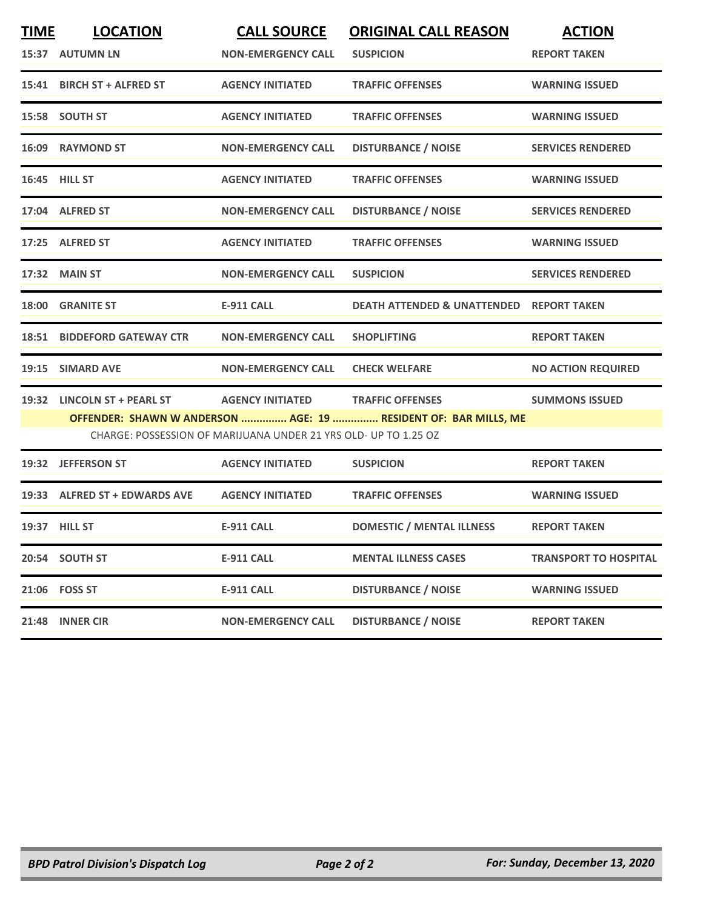| TIME | LOCATION | CALL SOURCE | ORIGINAL CALL REASON | ACTION |
|---|---|---|---|---|
| 15:37 | AUTUMN LN | NON-EMERGENCY CALL | SUSPICION | REPORT TAKEN |
| 15:41 | BIRCH ST + ALFRED ST | AGENCY INITIATED | TRAFFIC OFFENSES | WARNING ISSUED |
| 15:58 | SOUTH ST | AGENCY INITIATED | TRAFFIC OFFENSES | WARNING ISSUED |
| 16:09 | RAYMOND ST | NON-EMERGENCY CALL | DISTURBANCE / NOISE | SERVICES RENDERED |
| 16:45 | HILL ST | AGENCY INITIATED | TRAFFIC OFFENSES | WARNING ISSUED |
| 17:04 | ALFRED ST | NON-EMERGENCY CALL | DISTURBANCE / NOISE | SERVICES RENDERED |
| 17:25 | ALFRED ST | AGENCY INITIATED | TRAFFIC OFFENSES | WARNING ISSUED |
| 17:32 | MAIN ST | NON-EMERGENCY CALL | SUSPICION | SERVICES RENDERED |
| 18:00 | GRANITE ST | E-911 CALL | DEATH ATTENDED & UNATTENDED | REPORT TAKEN |
| 18:51 | BIDDEFORD GATEWAY CTR | NON-EMERGENCY CALL | SHOPLIFTING | REPORT TAKEN |
| 19:15 | SIMARD AVE | NON-EMERGENCY CALL | CHECK WELFARE | NO ACTION REQUIRED |
| 19:32 | LINCOLN ST + PEARL ST | AGENCY INITIATED | TRAFFIC OFFENSES | SUMMONS ISSUED |
| | OFFENDER: SHAWN W ANDERSON ............... AGE: 19 ............... RESIDENT OF: BAR MILLS, ME | | | |
| | CHARGE: POSSESSION OF MARIJUANA UNDER 21 YRS OLD- UP TO 1.25 OZ | | | |
| 19:32 | JEFFERSON ST | AGENCY INITIATED | SUSPICION | REPORT TAKEN |
| 19:33 | ALFRED ST + EDWARDS AVE | AGENCY INITIATED | TRAFFIC OFFENSES | WARNING ISSUED |
| 19:37 | HILL ST | E-911 CALL | DOMESTIC / MENTAL ILLNESS | REPORT TAKEN |
| 20:54 | SOUTH ST | E-911 CALL | MENTAL ILLNESS CASES | TRANSPORT TO HOSPITAL |
| 21:06 | FOSS ST | E-911 CALL | DISTURBANCE / NOISE | WARNING ISSUED |
| 21:48 | INNER CIR | NON-EMERGENCY CALL | DISTURBANCE / NOISE | REPORT TAKEN |